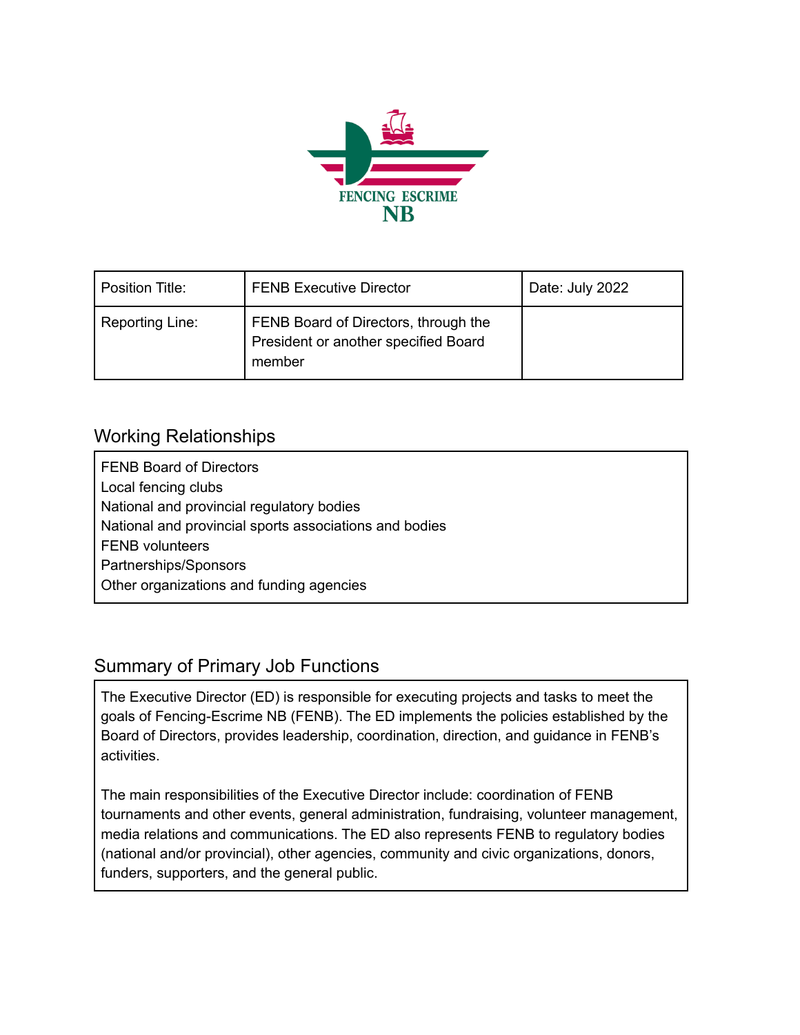FENCING ESCRIME
NB

| Position Title: | FENB Executive Director | Date: July 2022 |
| --- | --- | --- |
| Reporting Line: | FENB Board of Directors, through the President or another specified Board member | |

## Working Relationships

FENB Board of Directors
Local fencing clubs
National and provincial regulatory bodies
National and provincial sports associations and bodies
FENB volunteers
Partnerships/Sponsors
Other organizations and funding agencies

## Summary of Primary Job Functions

The Executive Director (ED) is responsible for executing projects and tasks to meet the goals of Fencing-Escrime NB (FENB). The ED implements the policies established by the Board of Directors, provides leadership, coordination, direction, and guidance in FENB's activities.

The main responsibilities of the Executive Director include: coordination of FENB tournaments and other events, general administration, fundraising, volunteer management, media relations and communications. The ED also represents FENB to regulatory bodies (national and/or provincial), other agencies, community and civic organizations, donors, funders, supporters, and the general public.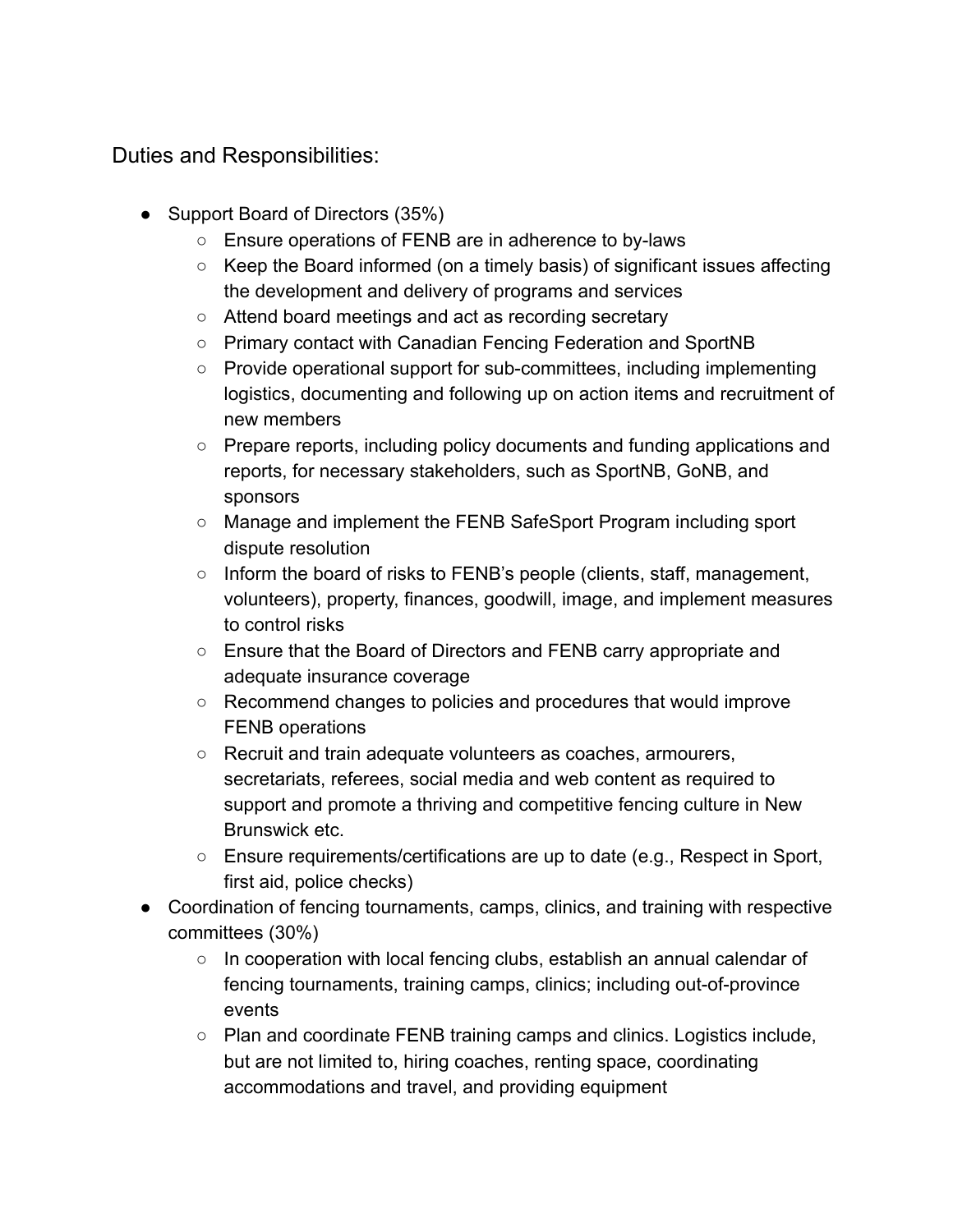Duties and Responsibilities:

- Support Board of Directors (35%)
    - Ensure operations of FENB are in adherence to by-laws
    - Keep the Board informed (on a timely basis) of significant issues affecting the development and delivery of programs and services
    - Attend board meetings and act as recording secretary
    - Primary contact with Canadian Fencing Federation and SportNB
    - Provide operational support for sub-committees, including implementing logistics, documenting and following up on action items and recruitment of new members
    - Prepare reports, including policy documents and funding applications and reports, for necessary stakeholders, such as SportNB, GoNB, and sponsors
    - Manage and implement the FENB SafeSport Program including sport dispute resolution
    - Inform the board of risks to FENB's people (clients, staff, management, volunteers), property, finances, goodwill, image, and implement measures to control risks
    - Ensure that the Board of Directors and FENB carry appropriate and adequate insurance coverage
    - Recommend changes to policies and procedures that would improve FENB operations
    - Recruit and train adequate volunteers as coaches, armourers, secretariats, referees, social media and web content as required to support and promote a thriving and competitive fencing culture in New Brunswick etc.
    - Ensure requirements/certifications are up to date (e.g., Respect in Sport, first aid, police checks)
- Coordination of fencing tournaments, camps, clinics, and training with respective committees (30%)
    - In cooperation with local fencing clubs, establish an annual calendar of fencing tournaments, training camps, clinics; including out-of-province events
    - Plan and coordinate FENB training camps and clinics. Logistics include, but are not limited to, hiring coaches, renting space, coordinating accommodations and travel, and providing equipment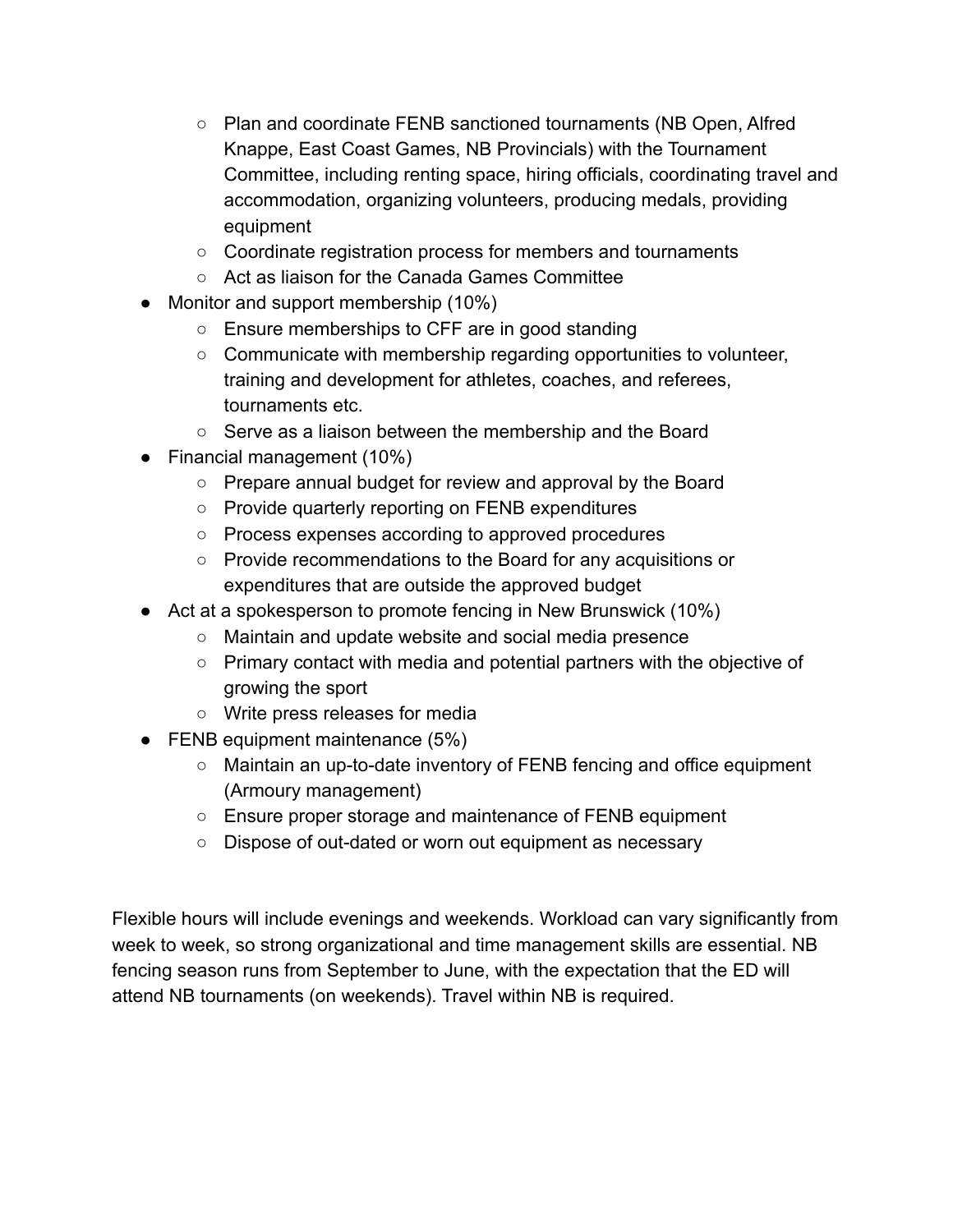- Plan and coordinate FENB sanctioned tournaments (NB Open, Alfred Knappe, East Coast Games, NB Provincials) with the Tournament Committee, including renting space, hiring officials, coordinating travel and accommodation, organizing volunteers, producing medals, providing equipment
    - Coordinate registration process for members and tournaments
    - Act as liaison for the Canada Games Committee
- Monitor and support membership (10%)
    - Ensure memberships to CFF are in good standing
    - Communicate with membership regarding opportunities to volunteer, training and development for athletes, coaches, and referees, tournaments etc.
    - Serve as a liaison between the membership and the Board
- Financial management (10%)
    - Prepare annual budget for review and approval by the Board
    - Provide quarterly reporting on FENB expenditures
    - Process expenses according to approved procedures
    - Provide recommendations to the Board for any acquisitions or expenditures that are outside the approved budget
- Act at a spokesperson to promote fencing in New Brunswick (10%)
    - Maintain and update website and social media presence
    - Primary contact with media and potential partners with the objective of growing the sport
    - Write press releases for media
- FENB equipment maintenance (5%)
    - Maintain an up-to-date inventory of FENB fencing and office equipment (Armoury management)
    - Ensure proper storage and maintenance of FENB equipment
    - Dispose of out-dated or worn out equipment as necessary

Flexible hours will include evenings and weekends. Workload can vary significantly from week to week, so strong organizational and time management skills are essential. NB fencing season runs from September to June, with the expectation that the ED will attend NB tournaments (on weekends). Travel within NB is required.